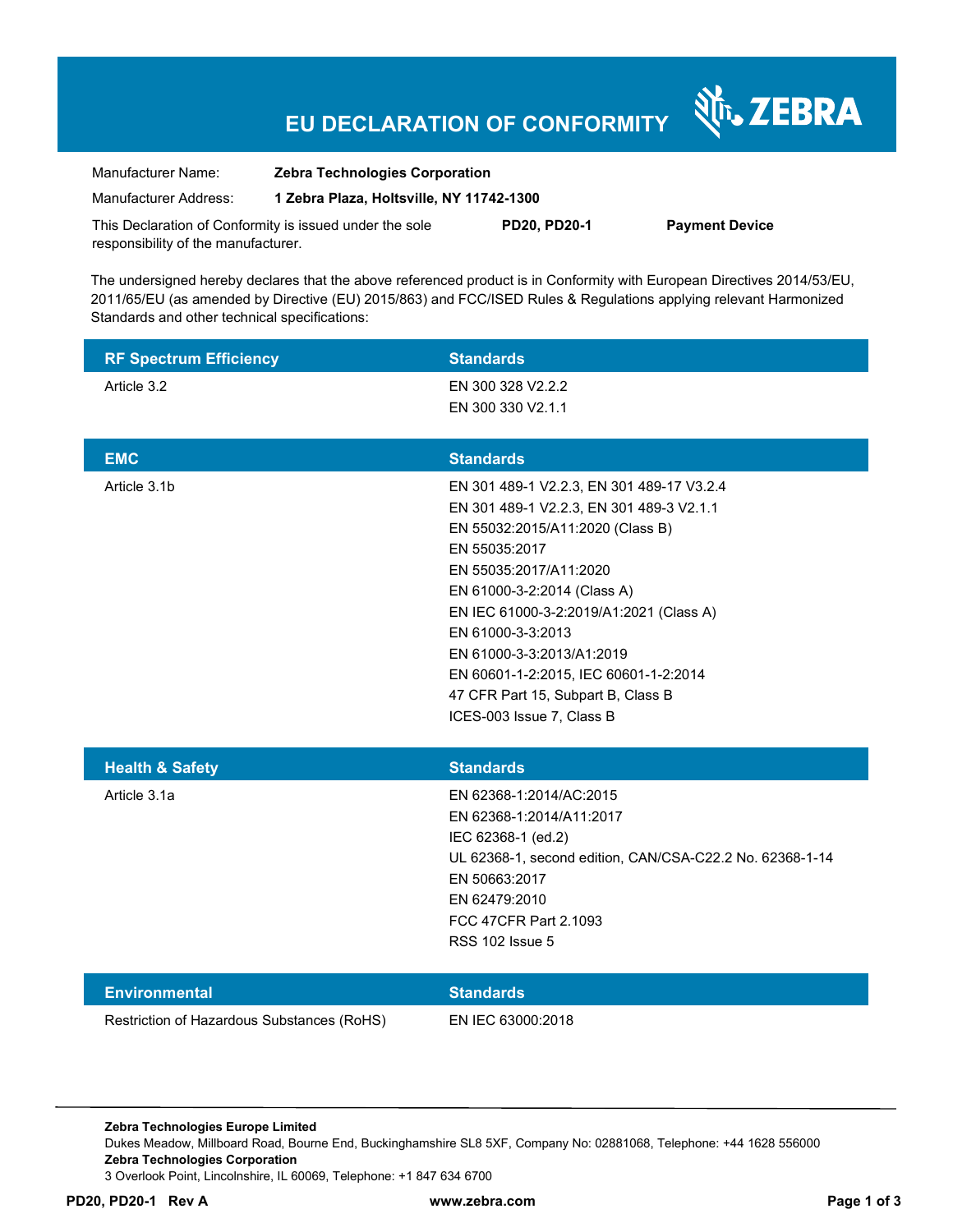# EU DECLARATION OF CONFORMITY

ZEBRA

Manufacturer Name: **Zebra Technologies Corporation**

Manufacturer Address: **1 Zebra Plaza, Holtsville, NY 11742-1300**

This Declaration of Conformity is issued under the sole responsibility of the manufacturer. **PD20, PD20-1** **Payment Device**

The undersigned hereby declares that the above referenced product is in Conformity with European Directives 2014/53/EU, 2011/65/EU (as amended by Directive (EU) 2015/863) and FCC/ISED Rules & Regulations applying relevant Harmonized Standards and other technical specifications:

| RF Spectrum Efficiency | Standards |
|---|---|
| Article 3.2 | EN 300 328 V2.2.2<br>EN 300 330 V2.1.1 |

| EMC | Standards |
|---|---|
| Article 3.1b | EN 301 489-1 V2.2.3, EN 301 489-17 V3.2.4<br>EN 301 489-1 V2.2.3, EN 301 489-3 V2.1.1<br>EN 55032:2015/A11:2020 (Class B)<br>EN 55035:2017<br>EN 55035:2017/A11:2020<br>EN 61000-3-2:2014 (Class A)<br>EN IEC 61000-3-2:2019/A1:2021 (Class A)<br>EN 61000-3-3:2013<br>EN 61000-3-3:2013/A1:2019<br>EN 60601-1-2:2015, IEC 60601-1-2:2014<br>47 CFR Part 15, Subpart B, Class B<br>ICES-003 Issue 7, Class B |

| Health & Safety | Standards |
|---|---|
| Article 3.1a | EN 62368-1:2014/AC:2015<br>EN 62368-1:2014/A11:2017<br>IEC 62368-1 (ed.2)<br>UL 62368-1, second edition, CAN/CSA-C22.2 No. 62368-1-14<br>EN 50663:2017<br>EN 62479:2010<br>FCC 47CFR Part 2.1093<br>RSS 102 Issue 5 |

| Environmental | Standards |
|---|---|
| Restriction of Hazardous Substances (RoHS) | EN IEC 63000:2018 |

**Zebra Technologies Europe Limited**
Dukes Meadow, Millboard Road, Bourne End, Buckinghamshire SL8 5XF, Company No: 02881068, Telephone: +44 1628 556000
**Zebra Technologies Corporation**
3 Overlook Point, Lincolnshire, IL 60069, Telephone: +1 847 634 6700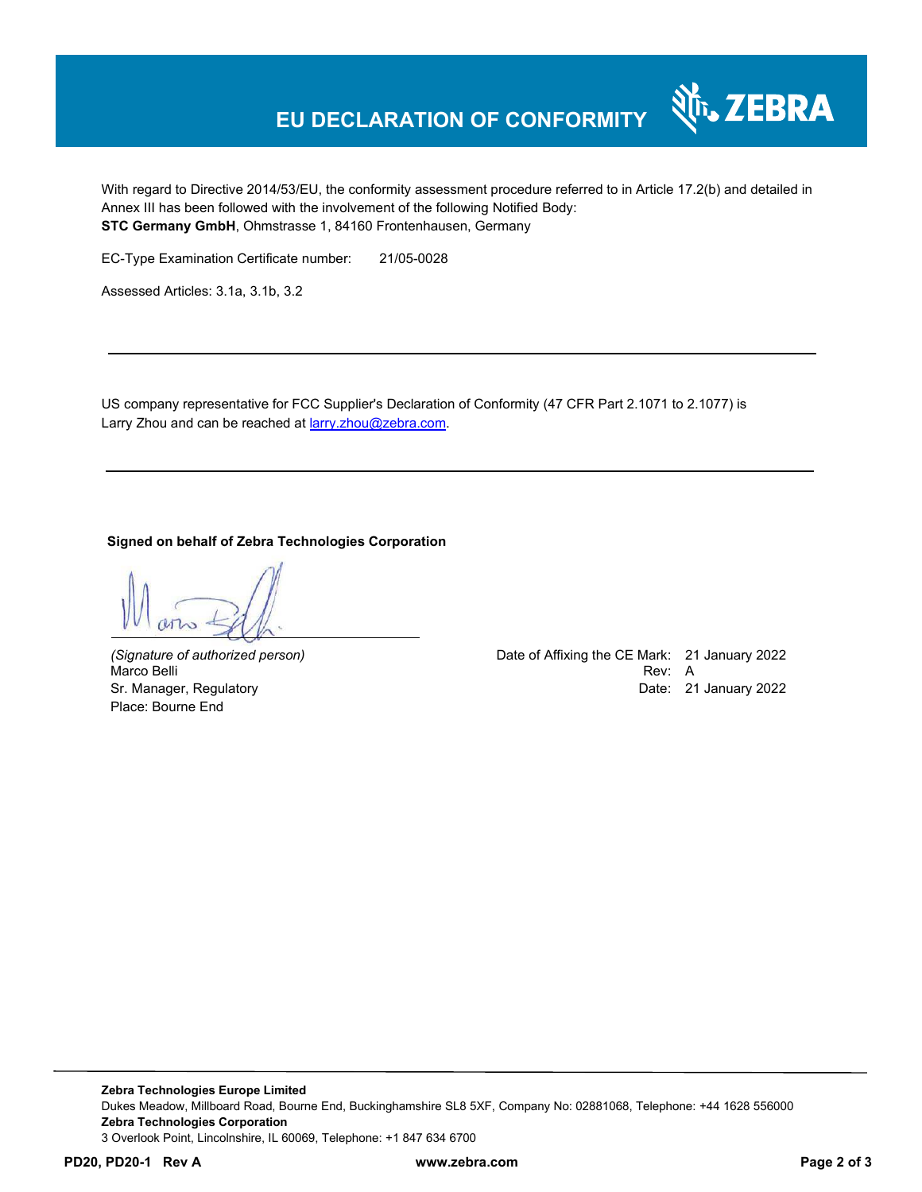# EU DECLARATION OF CONFORMITY

With regard to Directive 2014/53/EU, the conformity assessment procedure referred to in Article 17.2(b) and detailed in Annex III has been followed with the involvement of the following Notified Body:
**STC Germany GmbH**, Ohmstrasse 1, 84160 Frontenhausen, Germany

EC-Type Examination Certificate number: 21/05-0028

Assessed Articles: 3.1a, 3.1b, 3.2

---

US company representative for FCC Supplier's Declaration of Conformity (47 CFR Part 2.1071 to 2.1077) is Larry Zhou and can be reached at larry.zhou@zebra.com.

---

**Signed on behalf of Zebra Technologies Corporation**

*(Signature of authorized person)*
Marco Belli
Sr. Manager, Regulatory
Place: Bourne End

Date of Affixing the CE Mark: 21 January 2022
Rev: A
Date: 21 January 2022

---

**Zebra Technologies Europe Limited**
Dukes Meadow, Millboard Road, Bourne End, Buckinghamshire SL8 5XF, Company No: 02881068, Telephone: +44 1628 556000
**Zebra Technologies Corporation**
3 Overlook Point, Lincolnshire, IL 60069, Telephone: +1 847 634 6700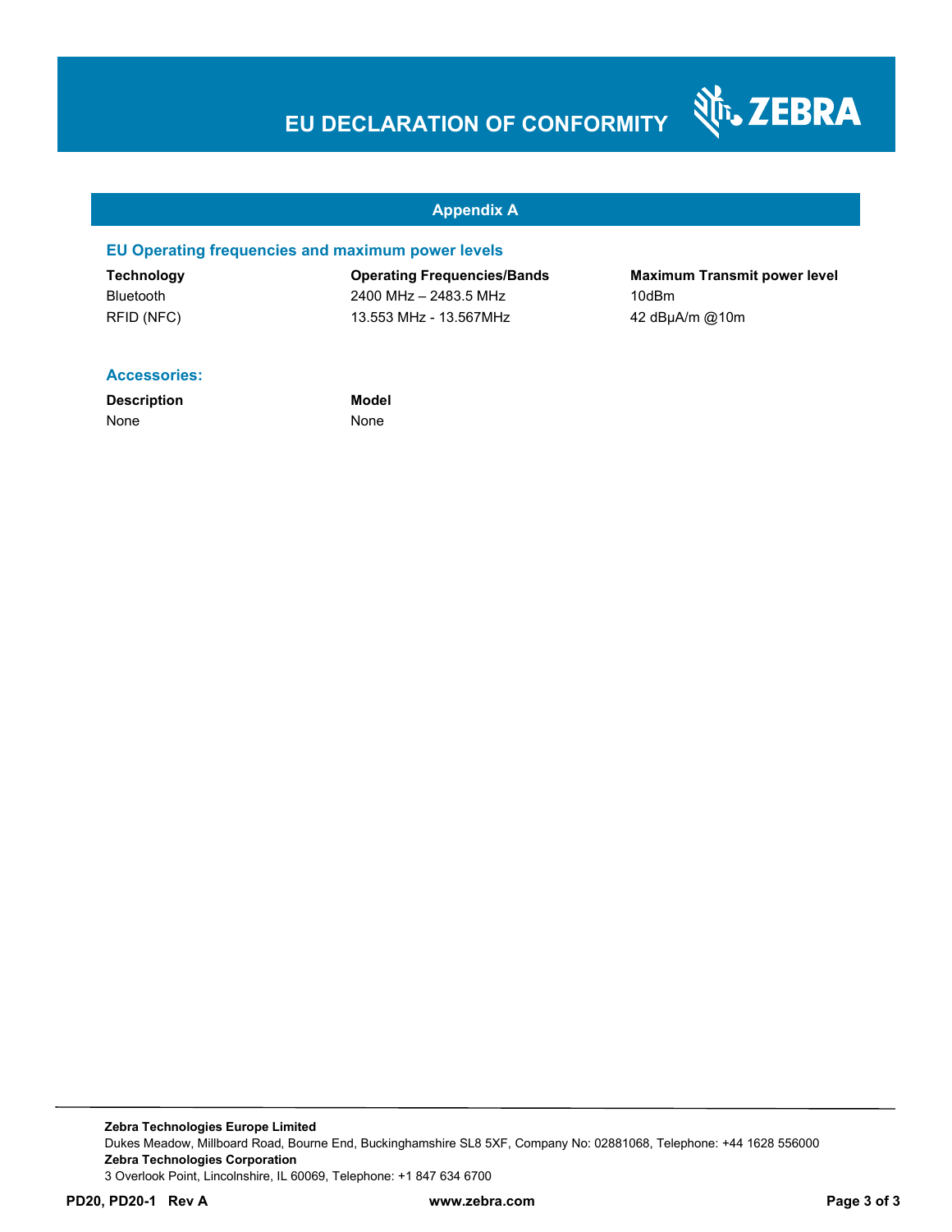# EU DECLARATION OF CONFORMITY

## Appendix A

### EU Operating frequencies and maximum power levels

| Technology | Operating Frequencies/Bands | Maximum Transmit power level |
| --- | --- | --- |
| Bluetooth | 2400 MHz – 2483.5 MHz | 10dBm |
| RFID (NFC) | 13.553 MHz - 13.567MHz | 42 dBµA/m @10m |

### Accessories:

| Description | Model |
| --- | --- |
| None | None |

**Zebra Technologies Europe Limited**
Dukes Meadow, Millboard Road, Bourne End, Buckinghamshire SL8 5XF, Company No: 02881068, Telephone: +44 1628 556000
**Zebra Technologies Corporation**
3 Overlook Point, Lincolnshire, IL 60069, Telephone: +1 847 634 6700